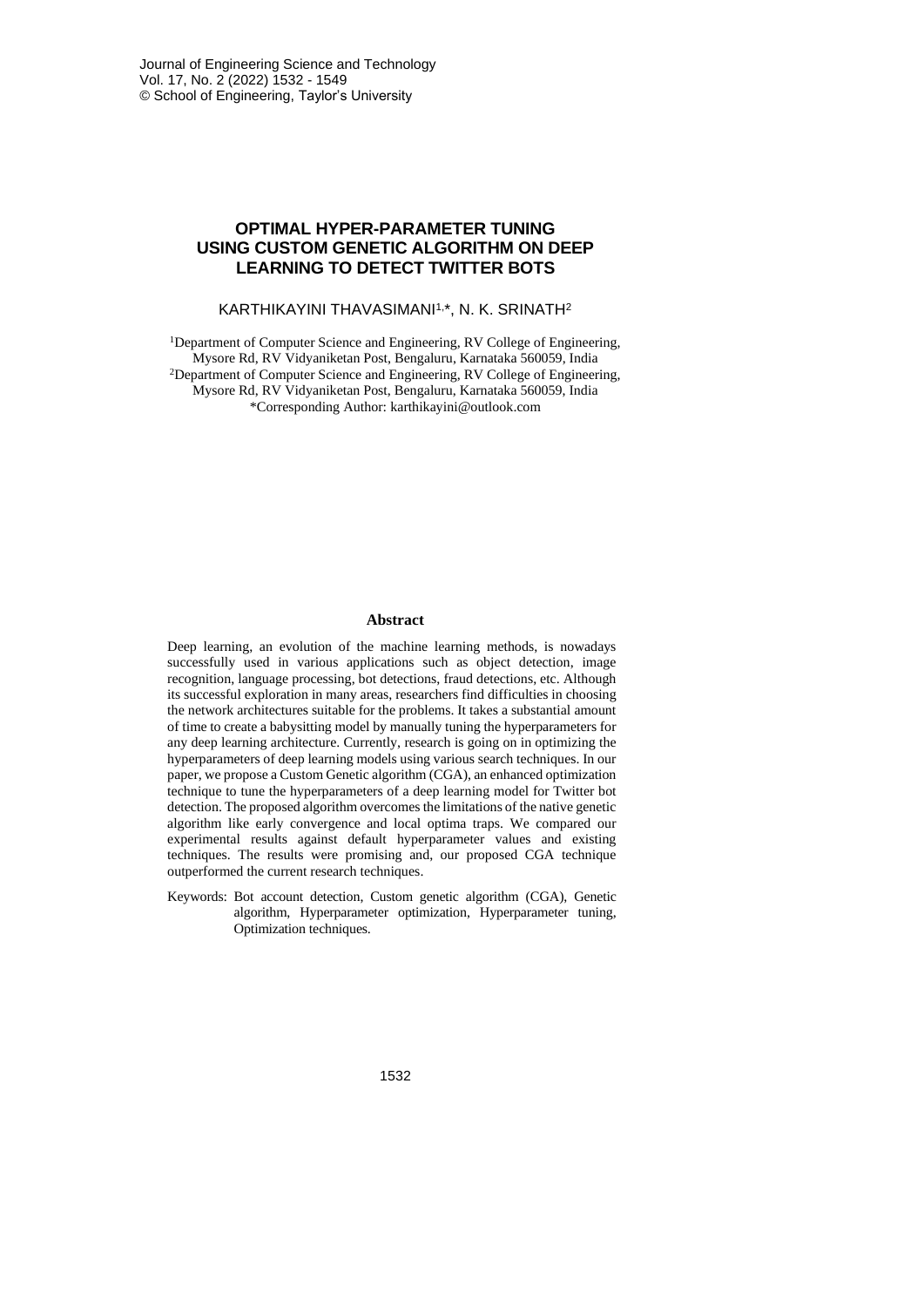# OPTIMAL HYPER-PARAMETER TUNING USING CUSTOM GENETIC ALGORITHM ON DEEP LEARNING TO DETECT TWITTER BOTS

KARTHIKAYINI THAVASIMANI[1,*], N. K. SRINATH[2]

[1]Department of Computer Science and Engineering, RV College of Engineering, Mysore Rd, RV Vidyaniketan Post, Bengaluru, Karnataka 560059, India

[2]Department of Computer Science and Engineering, RV College of Engineering, Mysore Rd, RV Vidyaniketan Post, Bengaluru, Karnataka 560059, India

*Corresponding Author: karthikayini@outlook.com

## Abstract

Deep learning, an evolution of the machine learning methods, is nowadays successfully used in various applications such as object detection, image recognition, language processing, bot detections, fraud detections, etc. Although its successful exploration in many areas, researchers find difficulties in choosing the network architectures suitable for the problems. It takes a substantial amount of time to create a babysitting model by manually tuning the hyperparameters for any deep learning architecture. Currently, research is going on in optimizing the hyperparameters of deep learning models using various search techniques. In our paper, we propose a Custom Genetic algorithm (CGA), an enhanced optimization technique to tune the hyperparameters of a deep learning model for Twitter bot detection. The proposed algorithm overcomes the limitations of the native genetic algorithm like early convergence and local optima traps. We compared our experimental results against default hyperparameter values and existing techniques. The results were promising and, our proposed CGA technique outperformed the current research techniques.

Keywords: Bot account detection, Custom genetic algorithm (CGA), Genetic algorithm, Hyperparameter optimization, Hyperparameter tuning, Optimization techniques.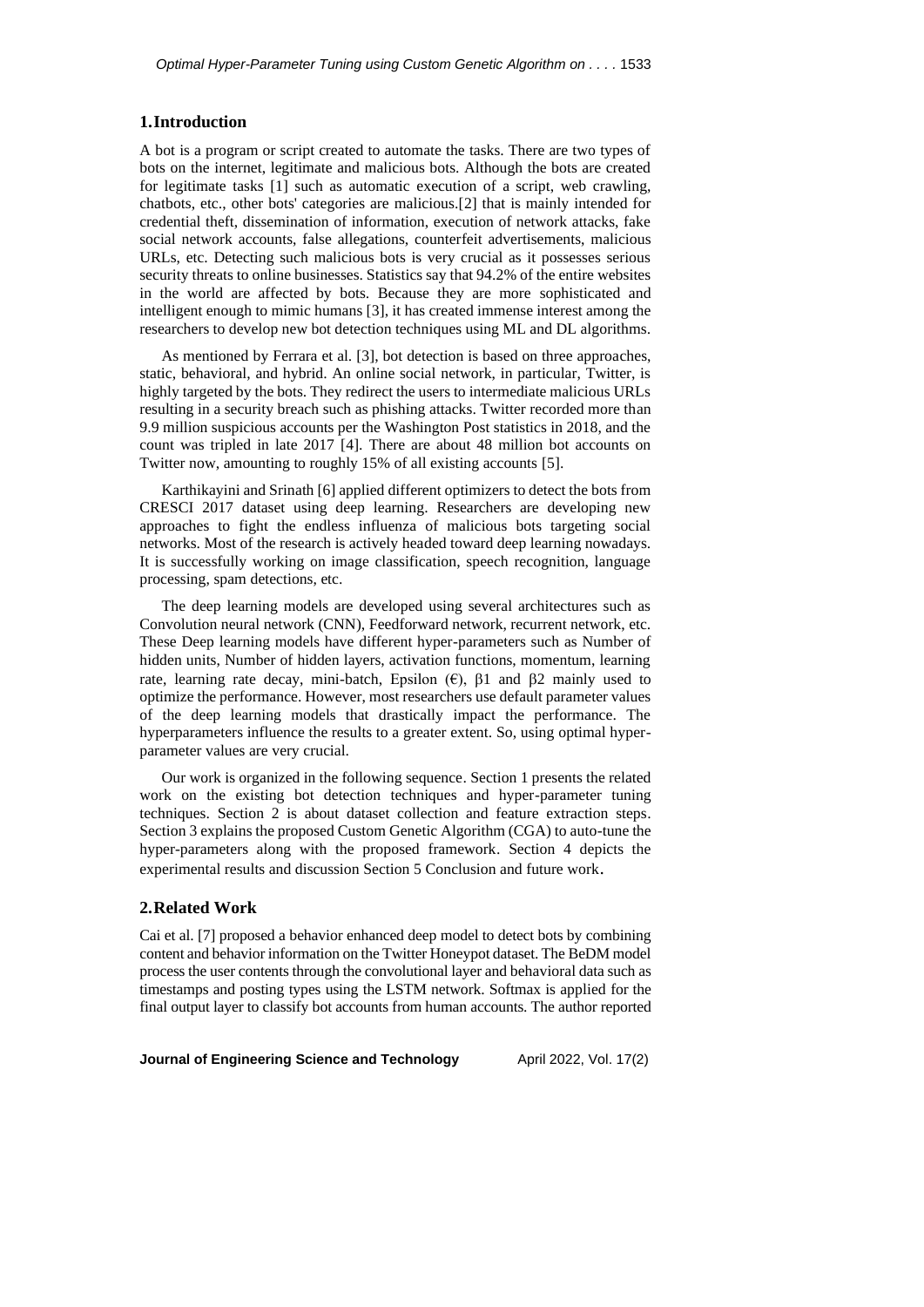## 1. Introduction

A bot is a program or script created to automate the tasks. There are two types of bots on the internet, legitimate and malicious bots. Although the bots are created for legitimate tasks [1] such as automatic execution of a script, web crawling, chatbots, etc., other bots' categories are malicious.[2] that is mainly intended for credential theft, dissemination of information, execution of network attacks, fake social network accounts, false allegations, counterfeit advertisements, malicious URLs, etc. Detecting such malicious bots is very crucial as it possesses serious security threats to online businesses. Statistics say that 94.2% of the entire websites in the world are affected by bots. Because they are more sophisticated and intelligent enough to mimic humans [3], it has created immense interest among the researchers to develop new bot detection techniques using ML and DL algorithms.

As mentioned by Ferrara et al. [3], bot detection is based on three approaches, static, behavioral, and hybrid. An online social network, in particular, Twitter, is highly targeted by the bots. They redirect the users to intermediate malicious URLs resulting in a security breach such as phishing attacks. Twitter recorded more than 9.9 million suspicious accounts per the Washington Post statistics in 2018, and the count was tripled in late 2017 [4]. There are about 48 million bot accounts on Twitter now, amounting to roughly 15% of all existing accounts [5].

Karthikayini and Srinath [6] applied different optimizers to detect the bots from CRESCI 2017 dataset using deep learning. Researchers are developing new approaches to fight the endless influenza of malicious bots targeting social networks. Most of the research is actively headed toward deep learning nowadays. It is successfully working on image classification, speech recognition, language processing, spam detections, etc.

The deep learning models are developed using several architectures such as Convolution neural network (CNN), Feedforward network, recurrent network, etc. These Deep learning models have different hyper-parameters such as Number of hidden units, Number of hidden layers, activation functions, momentum, learning rate, learning rate decay, mini-batch, Epsilon (€), β1 and β2 mainly used to optimize the performance. However, most researchers use default parameter values of the deep learning models that drastically impact the performance. The hyperparameters influence the results to a greater extent. So, using optimal hyper-parameter values are very crucial.

Our work is organized in the following sequence. Section 1 presents the related work on the existing bot detection techniques and hyper-parameter tuning techniques. Section 2 is about dataset collection and feature extraction steps. Section 3 explains the proposed Custom Genetic Algorithm (CGA) to auto-tune the hyper-parameters along with the proposed framework. Section 4 depicts the experimental results and discussion Section 5 Conclusion and future work.

## 2. Related Work

Cai et al. [7] proposed a behavior enhanced deep model to detect bots by combining content and behavior information on the Twitter Honeypot dataset. The BeDM model process the user contents through the convolutional layer and behavioral data such as timestamps and posting types using the LSTM network. Softmax is applied for the final output layer to classify bot accounts from human accounts. The author reported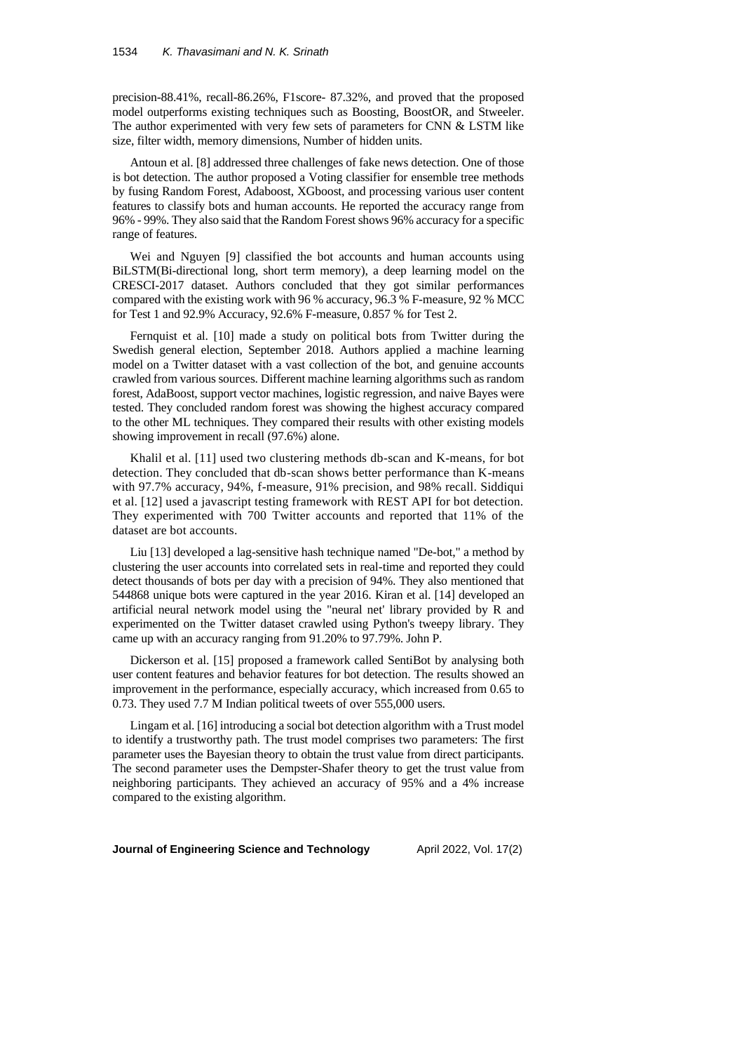precision-88.41%, recall-86.26%, F1score- 87.32%, and proved that the proposed model outperforms existing techniques such as Boosting, BoostOR, and Stweeler. The author experimented with very few sets of parameters for CNN & LSTM like size, filter width, memory dimensions, Number of hidden units.

Antoun et al. [8] addressed three challenges of fake news detection. One of those is bot detection. The author proposed a Voting classifier for ensemble tree methods by fusing Random Forest, Adaboost, XGboost, and processing various user content features to classify bots and human accounts. He reported the accuracy range from 96% - 99%. They also said that the Random Forest shows 96% accuracy for a specific range of features.

Wei and Nguyen [9] classified the bot accounts and human accounts using BiLSTM(Bi-directional long, short term memory), a deep learning model on the CRESCI-2017 dataset. Authors concluded that they got similar performances compared with the existing work with 96 % accuracy, 96.3 % F-measure, 92 % MCC for Test 1 and 92.9% Accuracy, 92.6% F-measure, 0.857 % for Test 2.

Fernquist et al. [10] made a study on political bots from Twitter during the Swedish general election, September 2018. Authors applied a machine learning model on a Twitter dataset with a vast collection of the bot, and genuine accounts crawled from various sources. Different machine learning algorithms such as random forest, AdaBoost, support vector machines, logistic regression, and naive Bayes were tested. They concluded random forest was showing the highest accuracy compared to the other ML techniques. They compared their results with other existing models showing improvement in recall (97.6%) alone.

Khalil et al. [11] used two clustering methods db-scan and K-means, for bot detection. They concluded that db-scan shows better performance than K-means with 97.7% accuracy, 94%, f-measure, 91% precision, and 98% recall. Siddiqui et al. [12] used a javascript testing framework with REST API for bot detection. They experimented with 700 Twitter accounts and reported that 11% of the dataset are bot accounts.

Liu [13] developed a lag-sensitive hash technique named "De-bot," a method by clustering the user accounts into correlated sets in real-time and reported they could detect thousands of bots per day with a precision of 94%. They also mentioned that 544868 unique bots were captured in the year 2016. Kiran et al. [14] developed an artificial neural network model using the "neural net' library provided by R and experimented on the Twitter dataset crawled using Python's tweepy library. They came up with an accuracy ranging from 91.20% to 97.79%. John P.

Dickerson et al. [15] proposed a framework called SentiBot by analysing both user content features and behavior features for bot detection. The results showed an improvement in the performance, especially accuracy, which increased from 0.65 to 0.73. They used 7.7 M Indian political tweets of over 555,000 users.

Lingam et al. [16] introducing a social bot detection algorithm with a Trust model to identify a trustworthy path. The trust model comprises two parameters: The first parameter uses the Bayesian theory to obtain the trust value from direct participants. The second parameter uses the Dempster-Shafer theory to get the trust value from neighboring participants. They achieved an accuracy of 95% and a 4% increase compared to the existing algorithm.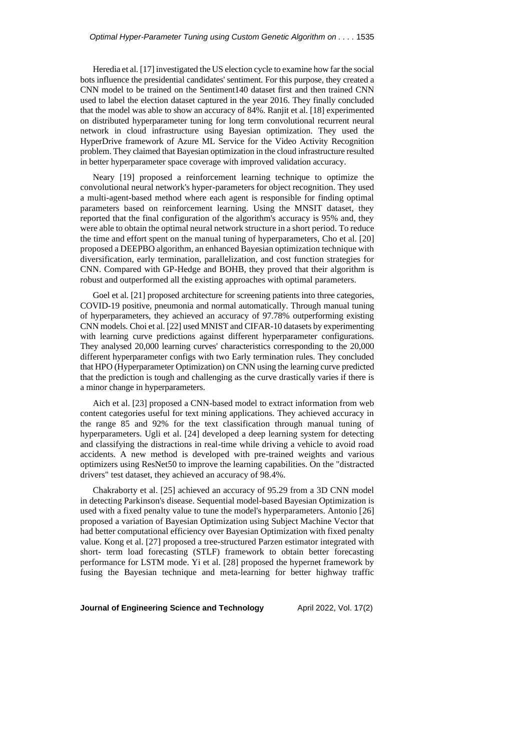Heredia et al. [17] investigated the US election cycle to examine how far the social bots influence the presidential candidates' sentiment. For this purpose, they created a CNN model to be trained on the Sentiment140 dataset first and then trained CNN used to label the election dataset captured in the year 2016. They finally concluded that the model was able to show an accuracy of 84%. Ranjit et al. [18] experimented on distributed hyperparameter tuning for long term convolutional recurrent neural network in cloud infrastructure using Bayesian optimization. They used the HyperDrive framework of Azure ML Service for the Video Activity Recognition problem. They claimed that Bayesian optimization in the cloud infrastructure resulted in better hyperparameter space coverage with improved validation accuracy.

Neary [19] proposed a reinforcement learning technique to optimize the convolutional neural network's hyper-parameters for object recognition. They used a multi-agent-based method where each agent is responsible for finding optimal parameters based on reinforcement learning. Using the MNSIT dataset, they reported that the final configuration of the algorithm's accuracy is 95% and, they were able to obtain the optimal neural network structure in a short period. To reduce the time and effort spent on the manual tuning of hyperparameters, Cho et al. [20] proposed a DEEPBO algorithm, an enhanced Bayesian optimization technique with diversification, early termination, parallelization, and cost function strategies for CNN. Compared with GP-Hedge and BOHB, they proved that their algorithm is robust and outperformed all the existing approaches with optimal parameters.

Goel et al. [21] proposed architecture for screening patients into three categories, COVID-19 positive, pneumonia and normal automatically. Through manual tuning of hyperparameters, they achieved an accuracy of 97.78% outperforming existing CNN models. Choi et al. [22] used MNIST and CIFAR-10 datasets by experimenting with learning curve predictions against different hyperparameter configurations. They analysed 20,000 learning curves' characteristics corresponding to the 20,000 different hyperparameter configs with two Early termination rules. They concluded that HPO (Hyperparameter Optimization) on CNN using the learning curve predicted that the prediction is tough and challenging as the curve drastically varies if there is a minor change in hyperparameters.

Aich et al. [23] proposed a CNN-based model to extract information from web content categories useful for text mining applications. They achieved accuracy in the range 85 and 92% for the text classification through manual tuning of hyperparameters. Ugli et al. [24] developed a deep learning system for detecting and classifying the distractions in real-time while driving a vehicle to avoid road accidents. A new method is developed with pre-trained weights and various optimizers using ResNet50 to improve the learning capabilities. On the "distracted drivers" test dataset, they achieved an accuracy of 98.4%.

Chakraborty et al. [25] achieved an accuracy of 95.29 from a 3D CNN model in detecting Parkinson's disease. Sequential model-based Bayesian Optimization is used with a fixed penalty value to tune the model's hyperparameters. Antonio [26] proposed a variation of Bayesian Optimization using Subject Machine Vector that had better computational efficiency over Bayesian Optimization with fixed penalty value. Kong et al. [27] proposed a tree-structured Parzen estimator integrated with short- term load forecasting (STLF) framework to obtain better forecasting performance for LSTM mode. Yi et al. [28] proposed the hypernet framework by fusing the Bayesian technique and meta-learning for better highway traffic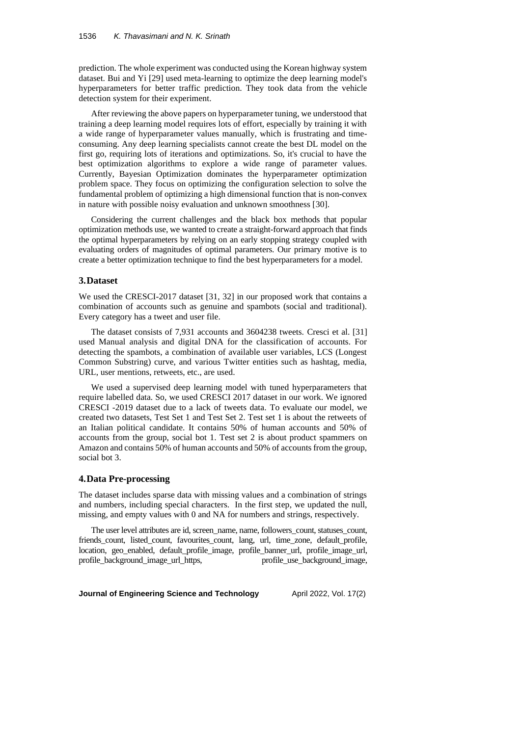prediction. The whole experiment was conducted using the Korean highway system dataset. Bui and Yi [29] used meta-learning to optimize the deep learning model's hyperparameters for better traffic prediction. They took data from the vehicle detection system for their experiment.

After reviewing the above papers on hyperparameter tuning, we understood that training a deep learning model requires lots of effort, especially by training it with a wide range of hyperparameter values manually, which is frustrating and time-consuming. Any deep learning specialists cannot create the best DL model on the first go, requiring lots of iterations and optimizations. So, it's crucial to have the best optimization algorithms to explore a wide range of parameter values. Currently, Bayesian Optimization dominates the hyperparameter optimization problem space. They focus on optimizing the configuration selection to solve the fundamental problem of optimizing a high dimensional function that is non-convex in nature with possible noisy evaluation and unknown smoothness [30].

Considering the current challenges and the black box methods that popular optimization methods use, we wanted to create a straight-forward approach that finds the optimal hyperparameters by relying on an early stopping strategy coupled with evaluating orders of magnitudes of optimal parameters. Our primary motive is to create a better optimization technique to find the best hyperparameters for a model.

## 3. Dataset

We used the CRESCI-2017 dataset [31, 32] in our proposed work that contains a combination of accounts such as genuine and spambots (social and traditional). Every category has a tweet and user file.

The dataset consists of 7,931 accounts and 3604238 tweets. Cresci et al. [31] used Manual analysis and digital DNA for the classification of accounts. For detecting the spambots, a combination of available user variables, LCS (Longest Common Substring) curve, and various Twitter entities such as hashtag, media, URL, user mentions, retweets, etc., are used.

We used a supervised deep learning model with tuned hyperparameters that require labelled data. So, we used CRESCI 2017 dataset in our work. We ignored CRESCI -2019 dataset due to a lack of tweets data. To evaluate our model, we created two datasets, Test Set 1 and Test Set 2. Test set 1 is about the retweets of an Italian political candidate. It contains 50% of human accounts and 50% of accounts from the group, social bot 1. Test set 2 is about product spammers on Amazon and contains 50% of human accounts and 50% of accounts from the group, social bot 3.

## 4. Data Pre-processing

The dataset includes sparse data with missing values and a combination of strings and numbers, including special characters. In the first step, we updated the null, missing, and empty values with 0 and NA for numbers and strings, respectively.

The user level attributes are id, screen_name, name, followers_count, statuses_count, friends_count, listed_count, favourites_count, lang, url, time_zone, default_profile, location, geo_enabled, default_profile_image, profile_banner_url, profile_image_url, profile_background_image_url_https, profile_use_background_image,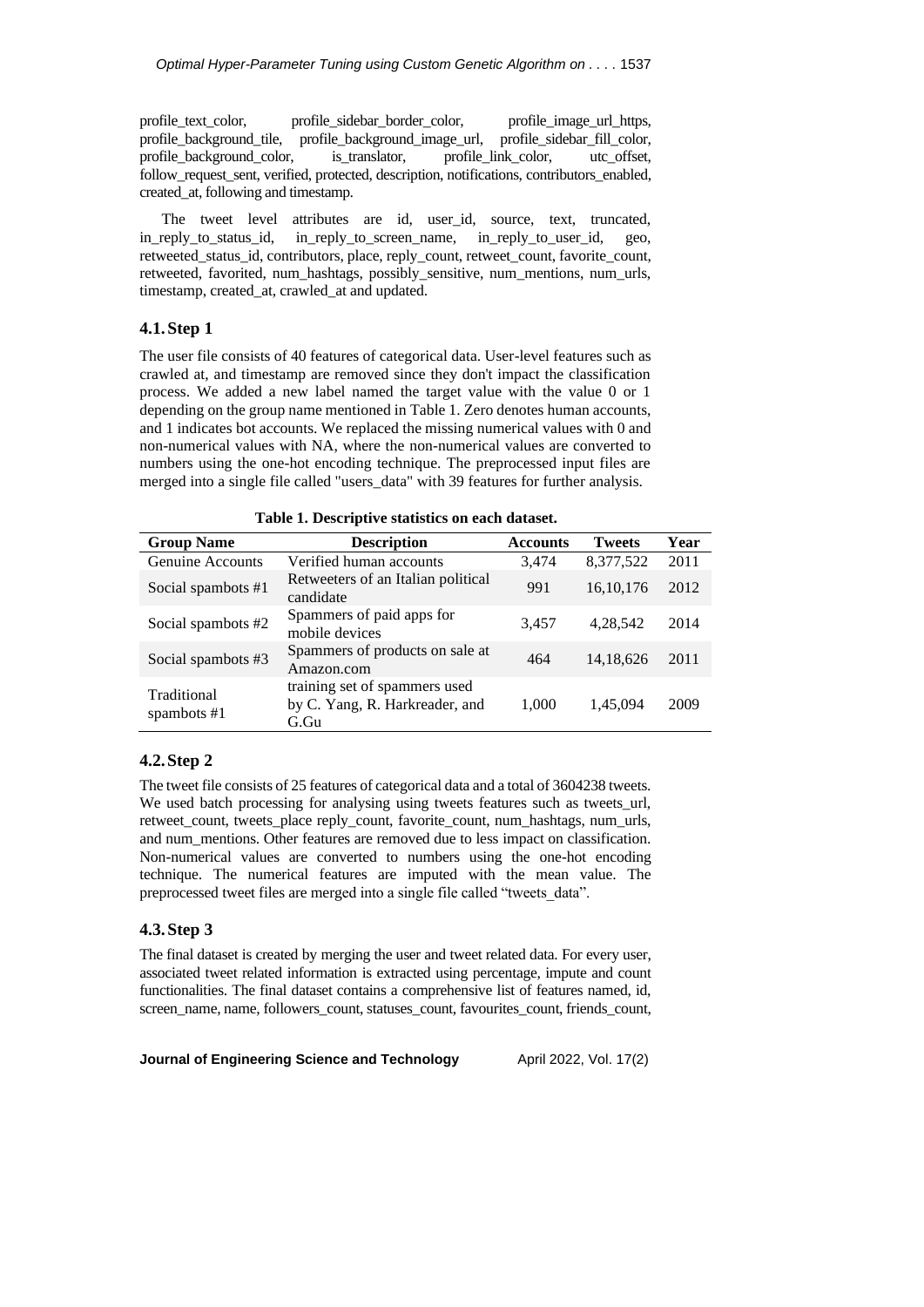profile_text_color, profile_sidebar_border_color, profile_image_url_https, profile_background_tile, profile_background_image_url, profile_sidebar_fill_color, profile_background_color, is_translator, profile_link_color, utc_offset, follow_request_sent, verified, protected, description, notifications, contributors_enabled, created_at, following and timestamp.

The tweet level attributes are id, user_id, source, text, truncated, in_reply_to_status_id, in_reply_to_screen_name, in_reply_to_user_id, geo, retweeted_status_id, contributors, place, reply_count, retweet_count, favorite_count, retweeted, favorited, num_hashtags, possibly_sensitive, num_mentions, num_urls, timestamp, created_at, crawled_at and updated.

### 4.1. Step 1

The user file consists of 40 features of categorical data. User-level features such as crawled at, and timestamp are removed since they don't impact the classification process. We added a new label named the target value with the value 0 or 1 depending on the group name mentioned in Table 1. Zero denotes human accounts, and 1 indicates bot accounts. We replaced the missing numerical values with 0 and non-numerical values with NA, where the non-numerical values are converted to numbers using the one-hot encoding technique. The preprocessed input files are merged into a single file called "users_data" with 39 features for further analysis.

**Table 1. Descriptive statistics on each dataset.**

| Group Name | Description | Accounts | Tweets | Year |
|---|---|---|---|---|
| Genuine Accounts | Verified human accounts | 3,474 | 8,377,522 | 2011 |
| Social spambots #1 | Retweeters of an Italian political candidate | 991 | 16,10,176 | 2012 |
| Social spambots #2 | Spammers of paid apps for mobile devices | 3,457 | 4,28,542 | 2014 |
| Social spambots #3 | Spammers of products on sale at Amazon.com | 464 | 14,18,626 | 2011 |
| Traditional spambots #1 | training set of spammers used by C. Yang, R. Harkreader, and G.Gu | 1,000 | 1,45,094 | 2009 |

### 4.2. Step 2

The tweet file consists of 25 features of categorical data and a total of 3604238 tweets. We used batch processing for analysing using tweets features such as tweets_url, retweet_count, tweets_place reply_count, favorite_count, num_hashtags, num_urls, and num_mentions. Other features are removed due to less impact on classification. Non-numerical values are converted to numbers using the one-hot encoding technique. The numerical features are imputed with the mean value. The preprocessed tweet files are merged into a single file called "tweets_data".

### 4.3. Step 3

The final dataset is created by merging the user and tweet related data. For every user, associated tweet related information is extracted using percentage, impute and count functionalities. The final dataset contains a comprehensive list of features named, id, screen_name, name, followers_count, statuses_count, favourites_count, friends_count,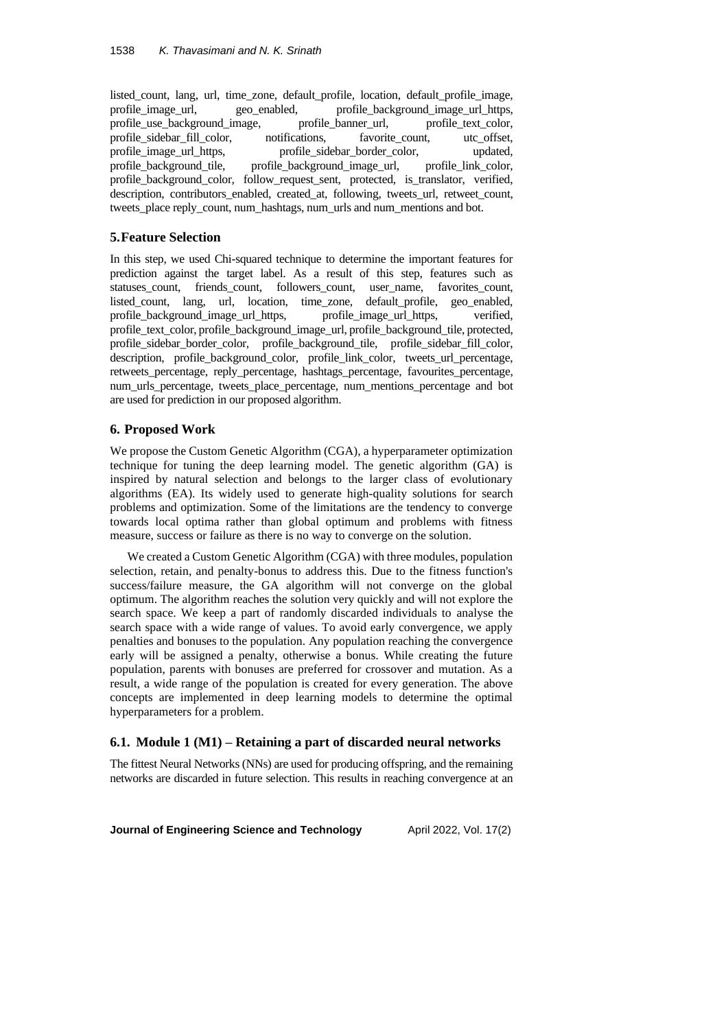listed_count, lang, url, time_zone, default_profile, location, default_profile_image, profile_image_url, geo_enabled, profile_background_image_url_https, profile_use_background_image, profile_banner_url, profile_text_color, profile_sidebar_fill_color, notifications, favorite_count, utc_offset, profile_image_url_https, profile_sidebar_border_color, updated, profile_background_tile, profile_background_image_url, profile_link_color, profile_background_color, follow_request_sent, protected, is_translator, verified, description, contributors_enabled, created_at, following, tweets_url, retweet_count, tweets_place reply_count, num_hashtags, num_urls and num_mentions and bot.

## 5. Feature Selection

In this step, we used Chi-squared technique to determine the important features for prediction against the target label. As a result of this step, features such as statuses_count, friends_count, followers_count, user_name, favorites_count, listed_count, lang, url, location, time_zone, default_profile, geo_enabled, profile_background_image_url_https, profile_image_url_https, verified, profile_text_color, profile_background_image_url, profile_background_tile, protected, profile_sidebar_border_color, profile_background_tile, profile_sidebar_fill_color, description, profile_background_color, profile_link_color, tweets_url_percentage, retweets_percentage, reply_percentage, hashtags_percentage, favourites_percentage, num_urls_percentage, tweets_place_percentage, num_mentions_percentage and bot are used for prediction in our proposed algorithm.

## 6. Proposed Work

We propose the Custom Genetic Algorithm (CGA), a hyperparameter optimization technique for tuning the deep learning model. The genetic algorithm (GA) is inspired by natural selection and belongs to the larger class of evolutionary algorithms (EA). Its widely used to generate high-quality solutions for search problems and optimization. Some of the limitations are the tendency to converge towards local optima rather than global optimum and problems with fitness measure, success or failure as there is no way to converge on the solution.

We created a Custom Genetic Algorithm (CGA) with three modules, population selection, retain, and penalty-bonus to address this. Due to the fitness function's success/failure measure, the GA algorithm will not converge on the global optimum. The algorithm reaches the solution very quickly and will not explore the search space. We keep a part of randomly discarded individuals to analyse the search space with a wide range of values. To avoid early convergence, we apply penalties and bonuses to the population. Any population reaching the convergence early will be assigned a penalty, otherwise a bonus. While creating the future population, parents with bonuses are preferred for crossover and mutation. As a result, a wide range of the population is created for every generation. The above concepts are implemented in deep learning models to determine the optimal hyperparameters for a problem.

### 6.1. Module 1 (M1) – Retaining a part of discarded neural networks

The fittest Neural Networks (NNs) are used for producing offspring, and the remaining networks are discarded in future selection. This results in reaching convergence at an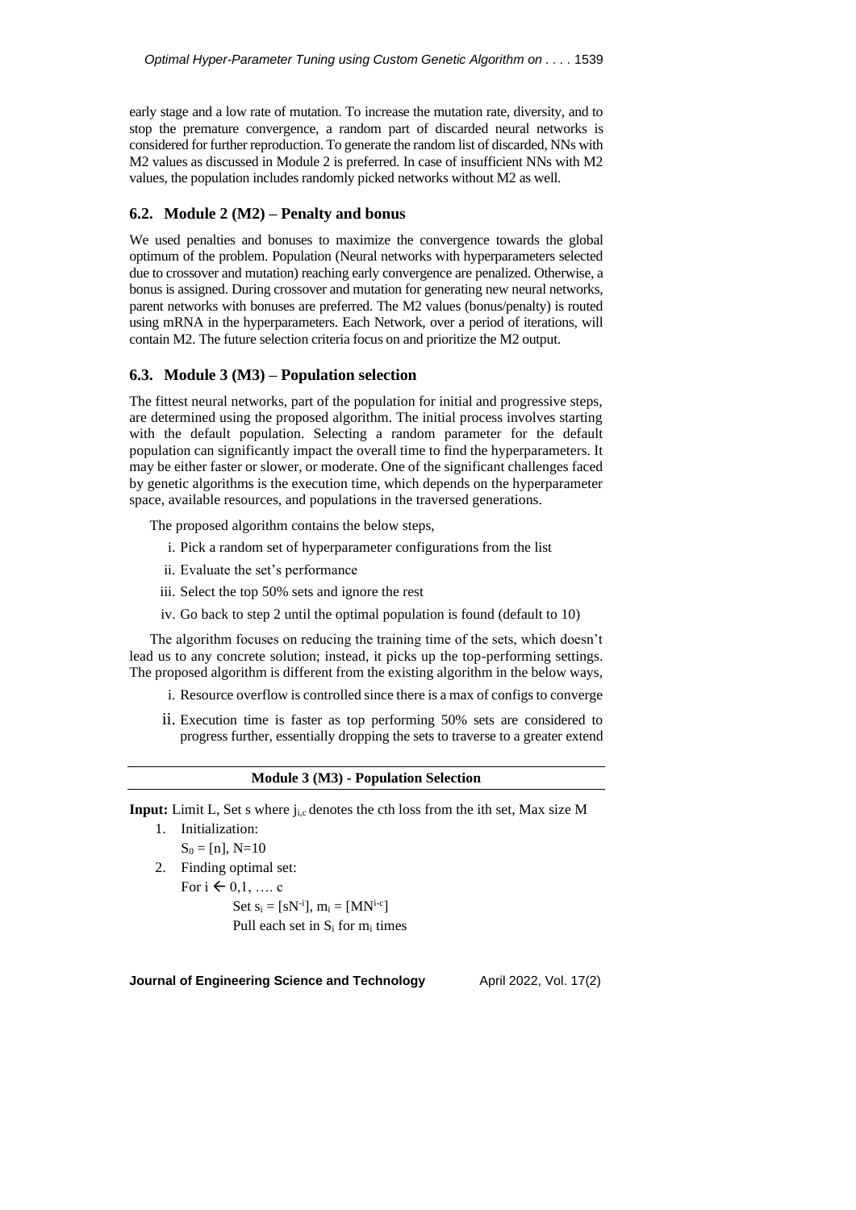early stage and a low rate of mutation. To increase the mutation rate, diversity, and to stop the premature convergence, a random part of discarded neural networks is considered for further reproduction. To generate the random list of discarded, NNs with M2 values as discussed in Module 2 is preferred. In case of insufficient NNs with M2 values, the population includes randomly picked networks without M2 as well.

## 6.2. Module 2 (M2) – Penalty and bonus

We used penalties and bonuses to maximize the convergence towards the global optimum of the problem. Population (Neural networks with hyperparameters selected due to crossover and mutation) reaching early convergence are penalized. Otherwise, a bonus is assigned. During crossover and mutation for generating new neural networks, parent networks with bonuses are preferred. The M2 values (bonus/penalty) is routed using mRNA in the hyperparameters. Each Network, over a period of iterations, will contain M2. The future selection criteria focus on and prioritize the M2 output.

## 6.3. Module 3 (M3) – Population selection

The fittest neural networks, part of the population for initial and progressive steps, are determined using the proposed algorithm. The initial process involves starting with the default population. Selecting a random parameter for the default population can significantly impact the overall time to find the hyperparameters. It may be either faster or slower, or moderate. One of the significant challenges faced by genetic algorithms is the execution time, which depends on the hyperparameter space, available resources, and populations in the traversed generations.

The proposed algorithm contains the below steps,

1. Pick a random set of hyperparameter configurations from the list
2. Evaluate the set's performance
3. Select the top 50% sets and ignore the rest
4. Go back to step 2 until the optimal population is found (default to 10)

The algorithm focuses on reducing the training time of the sets, which doesn't lead us to any concrete solution; instead, it picks up the top-performing settings. The proposed algorithm is different from the existing algorithm in the below ways,

1. Resource overflow is controlled since there is a max of configs to converge
2. Execution time is faster as top performing 50% sets are considered to progress further, essentially dropping the sets to traverse to a greater extend

---

**Module 3 (M3) - Population Selection**

---

**Input:** Limit L, Set s where $j_{i,c}$ denotes the cth loss from the ith set, Max size M

1. Initialization:

   $S_0 = [n]$, N=10

2. Finding optimal set:

   For $i \leftarrow 0,1, \ldots. c$

   Set $s_i = [sN^{-i}]$, $m_i = [MN^{i-c}]$

   Pull each set in $S_i$ for $m_i$ times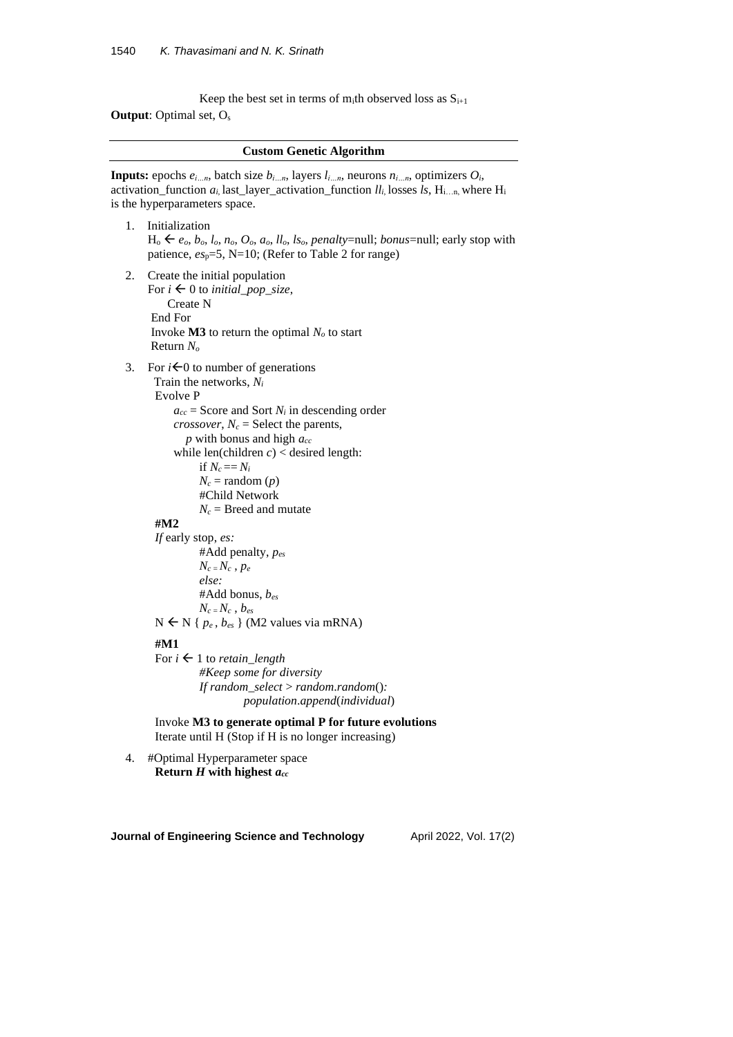Keep the best set in terms of $m_i$th observed loss as $S_{i+1}$

**Output**: Optimal set, $O_s$

---

**Custom Genetic Algorithm**

---

**Inputs:** epochs $e_{i...n}$, batch size $b_{i...n}$, layers $l_{i...n}$, neurons $n_{i...n}$, optimizers $O_i$, activation_function $a_i$, last_layer_activation_function $ll_i$, losses $ls$, $H_{i...n}$, where $H_i$ is the hyperparameters space.

1. Initialization
   $H_o \leftarrow e_o, b_o, l_o, n_o, O_o, a_o, ll_o, ls_o$, *penalty*=null; *bonus*=null; early stop with patience, $es_p$=5, N=10; (Refer to Table 2 for range)

2. Create the initial population
   For $i \leftarrow 0$ to *initial_pop_size*,
   &nbsp;&nbsp;&nbsp;&nbsp;Create N
   End For
   Invoke **M3** to return the optimal $N_o$ to start
   Return $N_o$

3. For $i \leftarrow 0$ to number of generations
   Train the networks, $N_i$
   Evolve P
   &nbsp;&nbsp;&nbsp;&nbsp;$a_{cc}$ = Score and Sort $N_i$ in descending order
   &nbsp;&nbsp;&nbsp;&nbsp;*crossover*, $N_c$ = Select the parents,
   &nbsp;&nbsp;&nbsp;&nbsp;&nbsp;&nbsp;$p$ with bonus and high $a_{cc}$
   &nbsp;&nbsp;&nbsp;&nbsp;while len(children $c$) < desired length:
   &nbsp;&nbsp;&nbsp;&nbsp;&nbsp;&nbsp;&nbsp;&nbsp;if $N_c == N_i$
   &nbsp;&nbsp;&nbsp;&nbsp;&nbsp;&nbsp;&nbsp;&nbsp;$N_c$ = random ($p$)
   &nbsp;&nbsp;&nbsp;&nbsp;&nbsp;&nbsp;&nbsp;&nbsp;#Child Network
   &nbsp;&nbsp;&nbsp;&nbsp;&nbsp;&nbsp;&nbsp;&nbsp;$N_c$ = Breed and mutate
   **#M2**
   *If* early stop, *es:*
   &nbsp;&nbsp;&nbsp;&nbsp;&nbsp;&nbsp;&nbsp;&nbsp;#Add penalty, $p_{es}$
   &nbsp;&nbsp;&nbsp;&nbsp;&nbsp;&nbsp;&nbsp;&nbsp;$N_c = N_c$ , $p_e$
   &nbsp;&nbsp;&nbsp;&nbsp;&nbsp;&nbsp;&nbsp;&nbsp;*else:*
   &nbsp;&nbsp;&nbsp;&nbsp;&nbsp;&nbsp;&nbsp;&nbsp;#Add bonus, $b_{es}$
   &nbsp;&nbsp;&nbsp;&nbsp;&nbsp;&nbsp;&nbsp;&nbsp;$N_c = N_c$ , $b_{es}$
   $N \leftarrow N$ { $p_e$ , $b_{es}$ } (M2 values via mRNA)

   **#M1**
   For $i \leftarrow 1$ to *retain_length*
   &nbsp;&nbsp;&nbsp;&nbsp;&nbsp;&nbsp;&nbsp;&nbsp;*#Keep some for diversity*
   &nbsp;&nbsp;&nbsp;&nbsp;&nbsp;&nbsp;&nbsp;&nbsp;*If random_select* > *random.random*()*:*
   &nbsp;&nbsp;&nbsp;&nbsp;&nbsp;&nbsp;&nbsp;&nbsp;&nbsp;&nbsp;&nbsp;&nbsp;*population.append*(*individual*)

   Invoke **M3 to generate optimal P for future evolutions**
   Iterate until H (Stop if H is no longer increasing)

4. #Optimal Hyperparameter space
   **Return *H* with highest $a_{cc}$**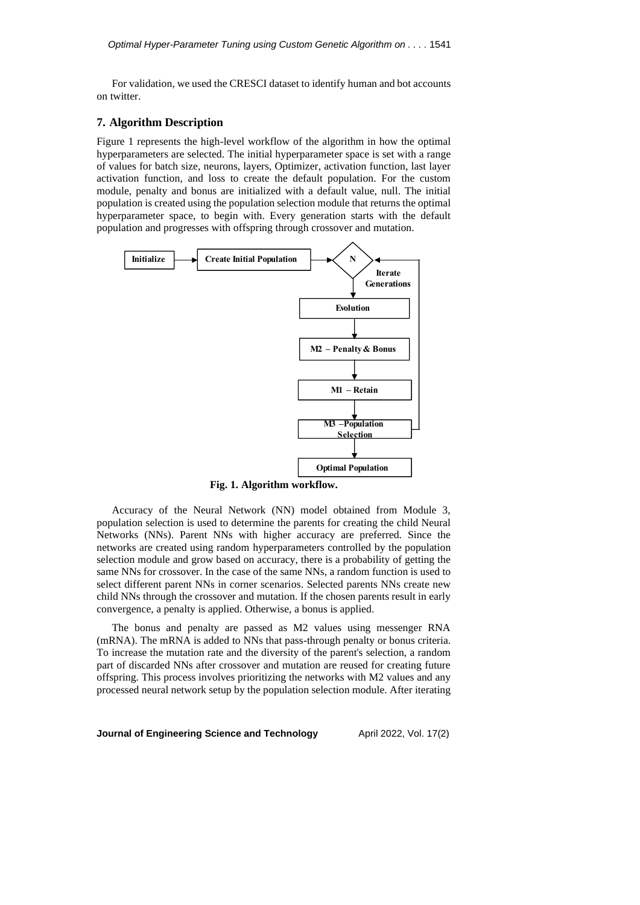For validation, we used the CRESCI dataset to identify human and bot accounts on twitter.

## 7. Algorithm Description

Figure 1 represents the high-level workflow of the algorithm in how the optimal hyperparameters are selected. The initial hyperparameter space is set with a range of values for batch size, neurons, layers, Optimizer, activation function, last layer activation function, and loss to create the default population. For the custom module, penalty and bonus are initialized with a default value, null. The initial population is created using the population selection module that returns the optimal hyperparameter space, to begin with. Every generation starts with the default population and progresses with offspring through crossover and mutation.

Initialize → Create Initial Population → N (Iterate Generations) → Evolution → M2 – Penalty & Bonus → M1 – Retain → M3 – Population Selection → Optimal Population

**Fig. 1. Algorithm workflow.**

Accuracy of the Neural Network (NN) model obtained from Module 3, population selection is used to determine the parents for creating the child Neural Networks (NNs). Parent NNs with higher accuracy are preferred. Since the networks are created using random hyperparameters controlled by the population selection module and grow based on accuracy, there is a probability of getting the same NNs for crossover. In the case of the same NNs, a random function is used to select different parent NNs in corner scenarios. Selected parents NNs create new child NNs through the crossover and mutation. If the chosen parents result in early convergence, a penalty is applied. Otherwise, a bonus is applied.

The bonus and penalty are passed as M2 values using messenger RNA (mRNA). The mRNA is added to NNs that pass-through penalty or bonus criteria. To increase the mutation rate and the diversity of the parent's selection, a random part of discarded NNs after crossover and mutation are reused for creating future offspring. This process involves prioritizing the networks with M2 values and any processed neural network setup by the population selection module. After iterating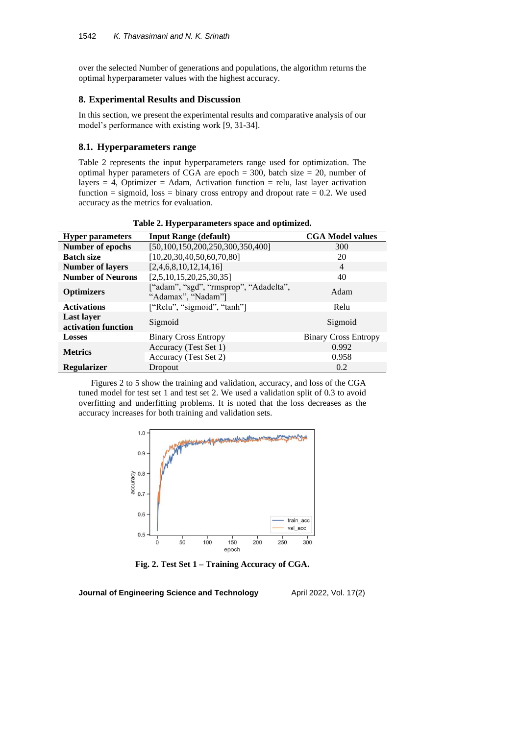over the selected Number of generations and populations, the algorithm returns the optimal hyperparameter values with the highest accuracy.

## 8. Experimental Results and Discussion

In this section, we present the experimental results and comparative analysis of our model's performance with existing work [9, 31-34].

### 8.1. Hyperparameters range

Table 2 represents the input hyperparameters range used for optimization. The optimal hyper parameters of CGA are epoch = 300, batch size = 20, number of layers = 4, Optimizer = Adam, Activation function = relu, last layer activation function = sigmoid, loss = binary cross entropy and dropout rate = 0.2. We used accuracy as the metrics for evaluation.

**Table 2. Hyperparameters space and optimized.**

| Hyper parameters | Input Range (default) | CGA Model values |
|---|---|---|
| **Number of epochs** | [50,100,150,200,250,300,350,400] | 300 |
| **Batch size** | [10,20,30,40,50,60,70,80] | 20 |
| **Number of layers** | [2,4,6,8,10,12,14,16] | 4 |
| **Number of Neurons** | [2,5,10,15,20,25,30,35] | 40 |
| **Optimizers** | ["adam", "sgd", "rmsprop", "Adadelta", "Adamax", "Nadam"] | Adam |
| **Activations** | ["Relu", "sigmoid", "tanh"] | Relu |
| **Last layer activation function** | Sigmoid | Sigmoid |
| **Losses** | Binary Cross Entropy | Binary Cross Entropy |
| **Metrics** | Accuracy (Test Set 1) | 0.992 |
| | Accuracy (Test Set 2) | 0.958 |
| **Regularizer** | Dropout | 0.2 |

Figures 2 to 5 show the training and validation, accuracy, and loss of the CGA tuned model for test set 1 and test set 2. We used a validation split of 0.3 to avoid overfitting and underfitting problems. It is noted that the loss decreases as the accuracy increases for both training and validation sets.

**Fig. 2. Test Set 1 – Training Accuracy of CGA.**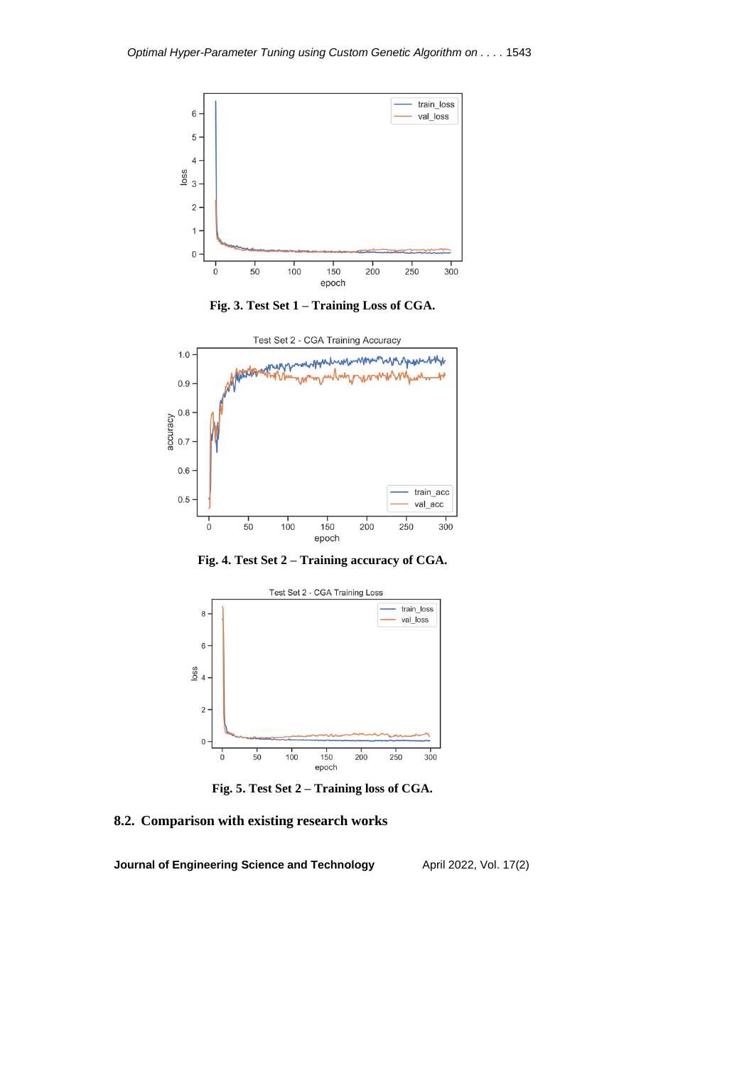Fig. 3. Test Set 1 – Training Loss of CGA.

Fig. 4. Test Set 2 – Training accuracy of CGA.

Fig. 5. Test Set 2 – Training loss of CGA.

## 8.2. Comparison with existing research works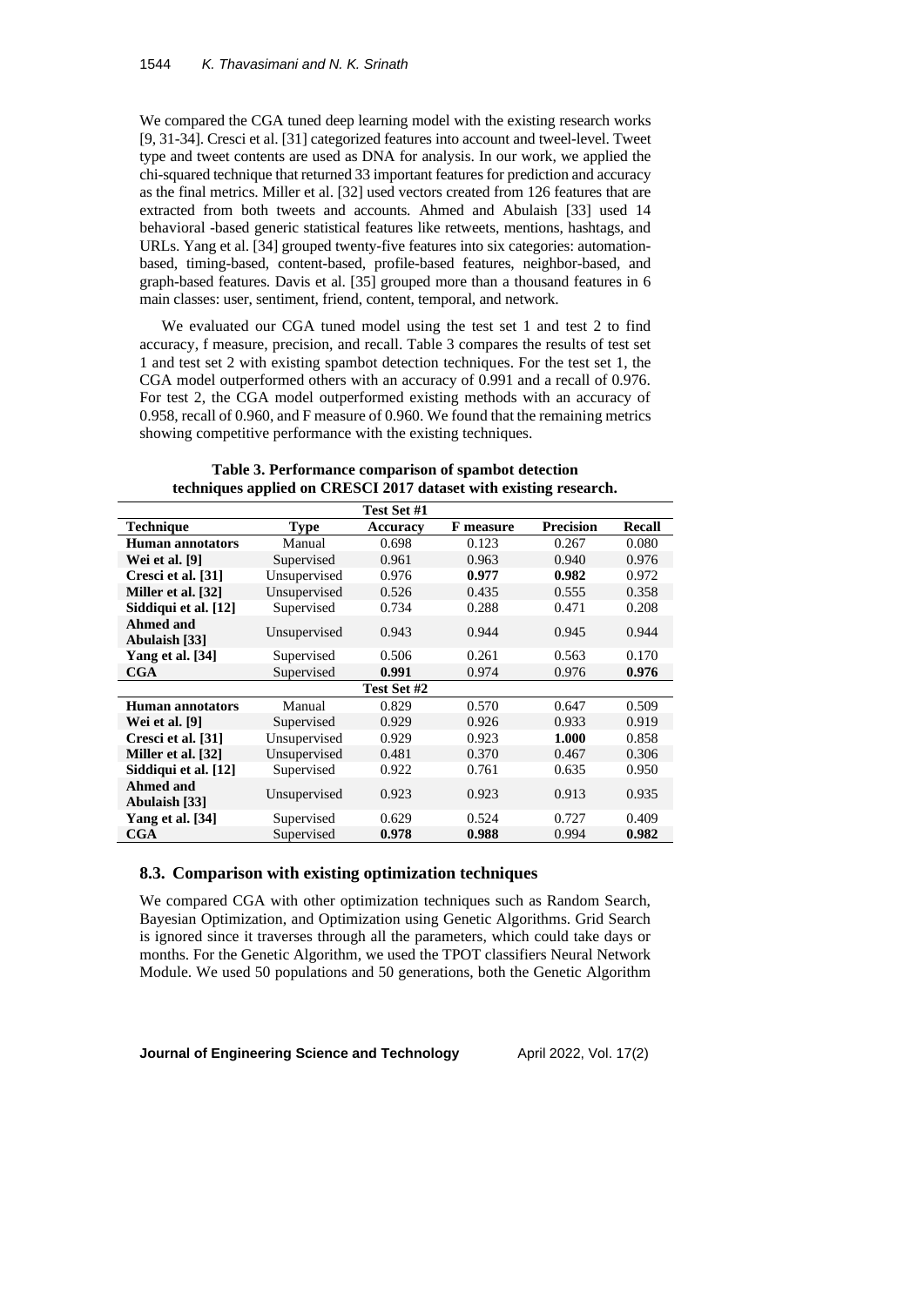We compared the CGA tuned deep learning model with the existing research works [9, 31-34]. Cresci et al. [31] categorized features into account and tweel-level. Tweet type and tweet contents are used as DNA for analysis. In our work, we applied the chi-squared technique that returned 33 important features for prediction and accuracy as the final metrics. Miller et al. [32] used vectors created from 126 features that are extracted from both tweets and accounts. Ahmed and Abulaish [33] used 14 behavioral -based generic statistical features like retweets, mentions, hashtags, and URLs. Yang et al. [34] grouped twenty-five features into six categories: automation-based, timing-based, content-based, profile-based features, neighbor-based, and graph-based features. Davis et al. [35] grouped more than a thousand features in 6 main classes: user, sentiment, friend, content, temporal, and network.

We evaluated our CGA tuned model using the test set 1 and test 2 to find accuracy, f measure, precision, and recall. Table 3 compares the results of test set 1 and test set 2 with existing spambot detection techniques. For the test set 1, the CGA model outperformed others with an accuracy of 0.991 and a recall of 0.976. For test 2, the CGA model outperformed existing methods with an accuracy of 0.958, recall of 0.960, and F measure of 0.960. We found that the remaining metrics showing competitive performance with the existing techniques.

**Table 3. Performance comparison of spambot detection techniques applied on CRESCI 2017 dataset with existing research.**

| Technique | Type | Accuracy | F measure | Precision | Recall |
|---|---|---|---|---|---|
| | | **Test Set #1** | | | |
| **Human annotators** | Manual | 0.698 | 0.123 | 0.267 | 0.080 |
| **Wei et al. [9]** | Supervised | 0.961 | 0.963 | 0.940 | 0.976 |
| **Cresci et al. [31]** | Unsupervised | 0.976 | **0.977** | **0.982** | 0.972 |
| **Miller et al. [32]** | Unsupervised | 0.526 | 0.435 | 0.555 | 0.358 |
| **Siddiqui et al. [12]** | Supervised | 0.734 | 0.288 | 0.471 | 0.208 |
| **Ahmed and Abulaish [33]** | Unsupervised | 0.943 | 0.944 | 0.945 | 0.944 |
| **Yang et al. [34]** | Supervised | 0.506 | 0.261 | 0.563 | 0.170 |
| **CGA** | Supervised | **0.991** | 0.974 | 0.976 | **0.976** |
| | | **Test Set #2** | | | |
| **Human annotators** | Manual | 0.829 | 0.570 | 0.647 | 0.509 |
| **Wei et al. [9]** | Supervised | 0.929 | 0.926 | 0.933 | 0.919 |
| **Cresci et al. [31]** | Unsupervised | 0.929 | 0.923 | **1.000** | 0.858 |
| **Miller et al. [32]** | Unsupervised | 0.481 | 0.370 | 0.467 | 0.306 |
| **Siddiqui et al. [12]** | Supervised | 0.922 | 0.761 | 0.635 | 0.950 |
| **Ahmed and Abulaish [33]** | Unsupervised | 0.923 | 0.923 | 0.913 | 0.935 |
| **Yang et al. [34]** | Supervised | 0.629 | 0.524 | 0.727 | 0.409 |
| **CGA** | Supervised | **0.978** | **0.988** | 0.994 | **0.982** |

### 8.3. Comparison with existing optimization techniques

We compared CGA with other optimization techniques such as Random Search, Bayesian Optimization, and Optimization using Genetic Algorithms. Grid Search is ignored since it traverses through all the parameters, which could take days or months. For the Genetic Algorithm, we used the TPOT classifiers Neural Network Module. We used 50 populations and 50 generations, both the Genetic Algorithm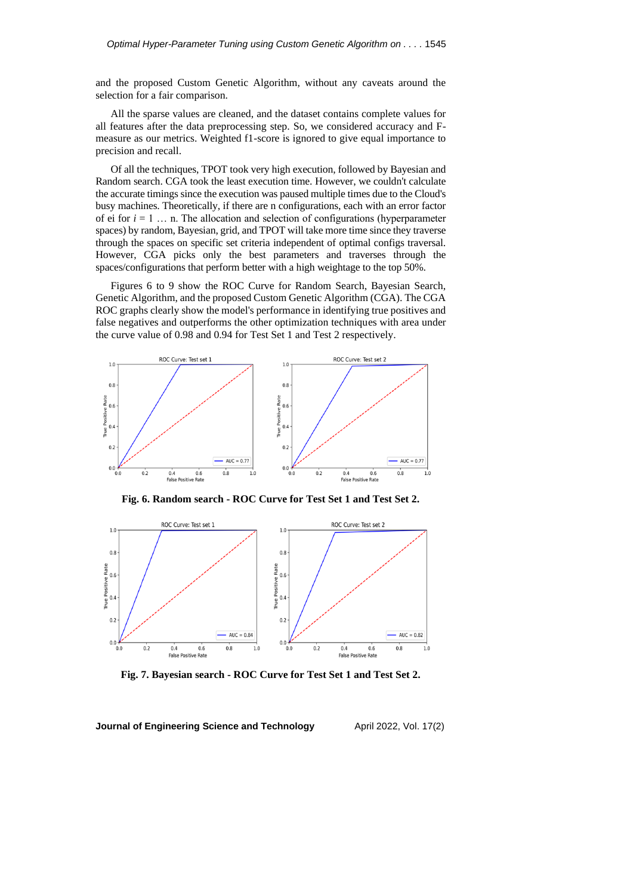and the proposed Custom Genetic Algorithm, without any caveats around the selection for a fair comparison.

All the sparse values are cleaned, and the dataset contains complete values for all features after the data preprocessing step. So, we considered accuracy and F-measure as our metrics. Weighted f1-score is ignored to give equal importance to precision and recall.

Of all the techniques, TPOT took very high execution, followed by Bayesian and Random search. CGA took the least execution time. However, we couldn't calculate the accurate timings since the execution was paused multiple times due to the Cloud's busy machines. Theoretically, if there are n configurations, each with an error factor of ei for $i = 1 \ldots n$. The allocation and selection of configurations (hyperparameter spaces) by random, Bayesian, grid, and TPOT will take more time since they traverse through the spaces on specific set criteria independent of optimal configs traversal. However, CGA picks only the best parameters and traverses through the spaces/configurations that perform better with a high weightage to the top 50%.

Figures 6 to 9 show the ROC Curve for Random Search, Bayesian Search, Genetic Algorithm, and the proposed Custom Genetic Algorithm (CGA). The CGA ROC graphs clearly show the model's performance in identifying true positives and false negatives and outperforms the other optimization techniques with area under the curve value of 0.98 and 0.94 for Test Set 1 and Test 2 respectively.

**Fig. 6. Random search - ROC Curve for Test Set 1 and Test Set 2.**

**Fig. 7. Bayesian search - ROC Curve for Test Set 1 and Test Set 2.**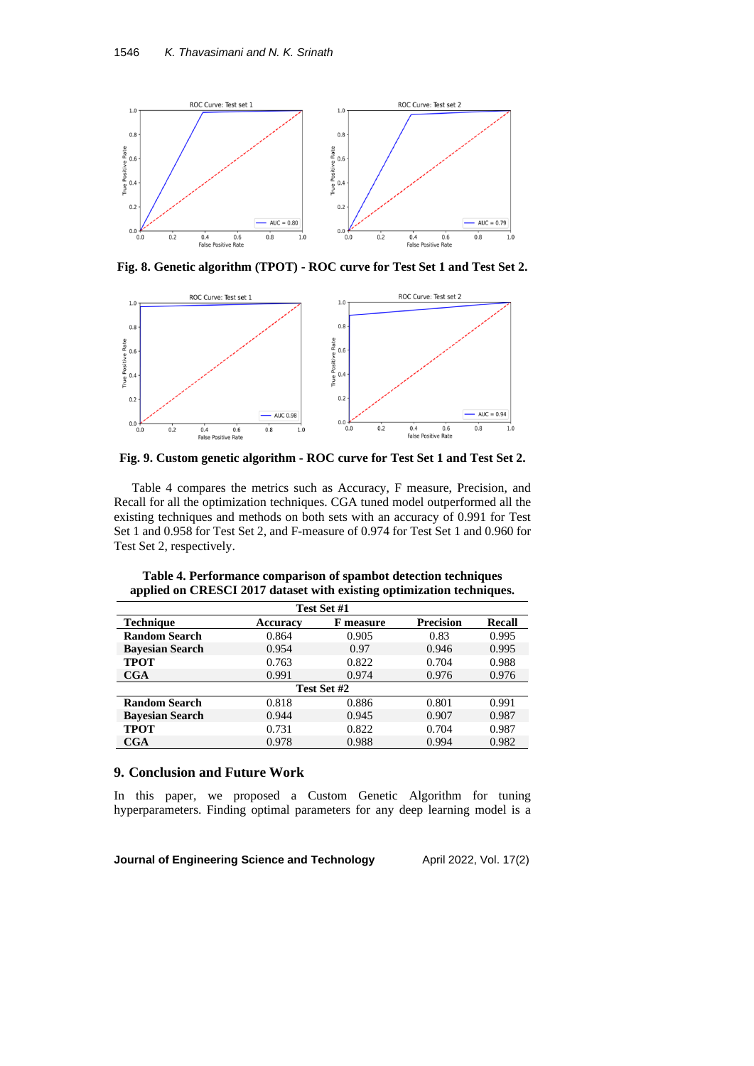Fig. 8. Genetic algorithm (TPOT) - ROC curve for Test Set 1 and Test Set 2.

Fig. 9. Custom genetic algorithm - ROC curve for Test Set 1 and Test Set 2.

Table 4 compares the metrics such as Accuracy, F measure, Precision, and Recall for all the optimization techniques. CGA tuned model outperformed all the existing techniques and methods on both sets with an accuracy of 0.991 for Test Set 1 and 0.958 for Test Set 2, and F-measure of 0.974 for Test Set 1 and 0.960 for Test Set 2, respectively.

**Table 4. Performance comparison of spambot detection techniques applied on CRESCI 2017 dataset with existing optimization techniques.**

| Technique | Accuracy | F measure | Precision | Recall |
|---|---|---|---|---|
| **Test Set #1** | | | | |
| **Random Search** | 0.864 | 0.905 | 0.83 | 0.995 |
| **Bayesian Search** | 0.954 | 0.97 | 0.946 | 0.995 |
| **TPOT** | 0.763 | 0.822 | 0.704 | 0.988 |
| **CGA** | 0.991 | 0.974 | 0.976 | 0.976 |
| **Test Set #2** | | | | |
| **Random Search** | 0.818 | 0.886 | 0.801 | 0.991 |
| **Bayesian Search** | 0.944 | 0.945 | 0.907 | 0.987 |
| **TPOT** | 0.731 | 0.822 | 0.704 | 0.987 |
| **CGA** | 0.978 | 0.988 | 0.994 | 0.982 |

## 9. Conclusion and Future Work

In this paper, we proposed a Custom Genetic Algorithm for tuning hyperparameters. Finding optimal parameters for any deep learning model is a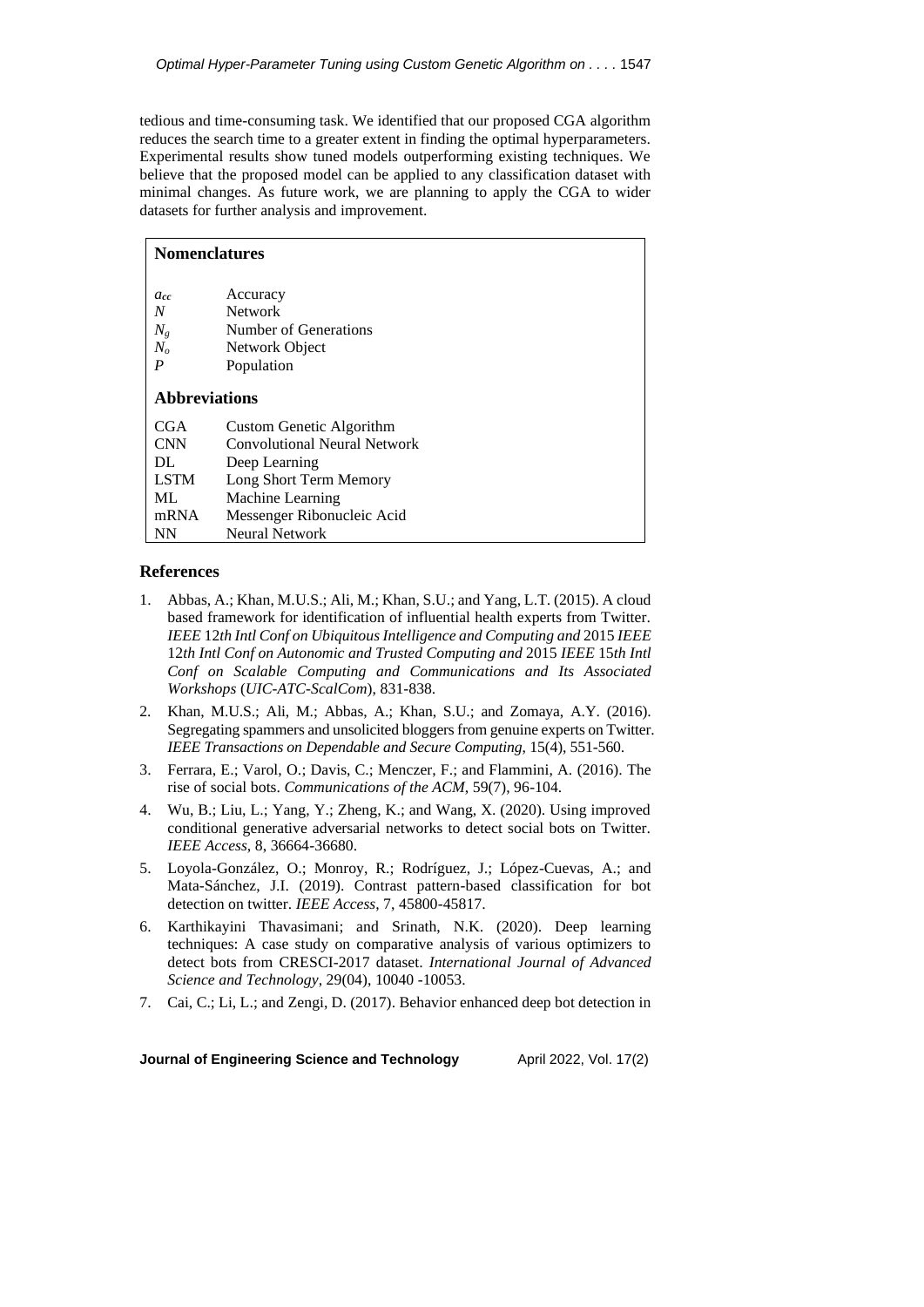tedious and time-consuming task. We identified that our proposed CGA algorithm reduces the search time to a greater extent in finding the optimal hyperparameters. Experimental results show tuned models outperforming existing techniques. We believe that the proposed model can be applied to any classification dataset with minimal changes. As future work, we are planning to apply the CGA to wider datasets for further analysis and improvement.

| **Nomenclatures** | |
|---|---|
| $a_{cc}$ | Accuracy |
| $N$ | Network |
| $N_g$ | Number of Generations |
| $N_o$ | Network Object |
| $P$ | Population |
| **Abbreviations** | |
| CGA | Custom Genetic Algorithm |
| CNN | Convolutional Neural Network |
| DL | Deep Learning |
| LSTM | Long Short Term Memory |
| ML | Machine Learning |
| mRNA | Messenger Ribonucleic Acid |
| NN | Neural Network |

## References

1. Abbas, A.; Khan, M.U.S.; Ali, M.; Khan, S.U.; and Yang, L.T. (2015). A cloud based framework for identification of influential health experts from Twitter. *IEEE 12th Intl Conf on Ubiquitous Intelligence and Computing and 2015 IEEE 12th Intl Conf on Autonomic and Trusted Computing and 2015 IEEE 15th Intl Conf on Scalable Computing and Communications and Its Associated Workshops (UIC-ATC-ScalCom)*, 831-838.
2. Khan, M.U.S.; Ali, M.; Abbas, A.; Khan, S.U.; and Zomaya, A.Y. (2016). Segregating spammers and unsolicited bloggers from genuine experts on Twitter. *IEEE Transactions on Dependable and Secure Computing*, 15(4), 551-560.
3. Ferrara, E.; Varol, O.; Davis, C.; Menczer, F.; and Flammini, A. (2016). The rise of social bots. *Communications of the ACM*, 59(7), 96-104.
4. Wu, B.; Liu, L.; Yang, Y.; Zheng, K.; and Wang, X. (2020). Using improved conditional generative adversarial networks to detect social bots on Twitter. *IEEE Access*, 8, 36664-36680.
5. Loyola-González, O.; Monroy, R.; Rodríguez, J.; López-Cuevas, A.; and Mata-Sánchez, J.I. (2019). Contrast pattern-based classification for bot detection on twitter. *IEEE Access*, 7, 45800-45817.
6. Karthikayini Thavasimani; and Srinath, N.K. (2020). Deep learning techniques: A case study on comparative analysis of various optimizers to detect bots from CRESCI-2017 dataset. *International Journal of Advanced Science and Technology*, 29(04), 10040 -10053.
7. Cai, C.; Li, L.; and Zengi, D. (2017). Behavior enhanced deep bot detection in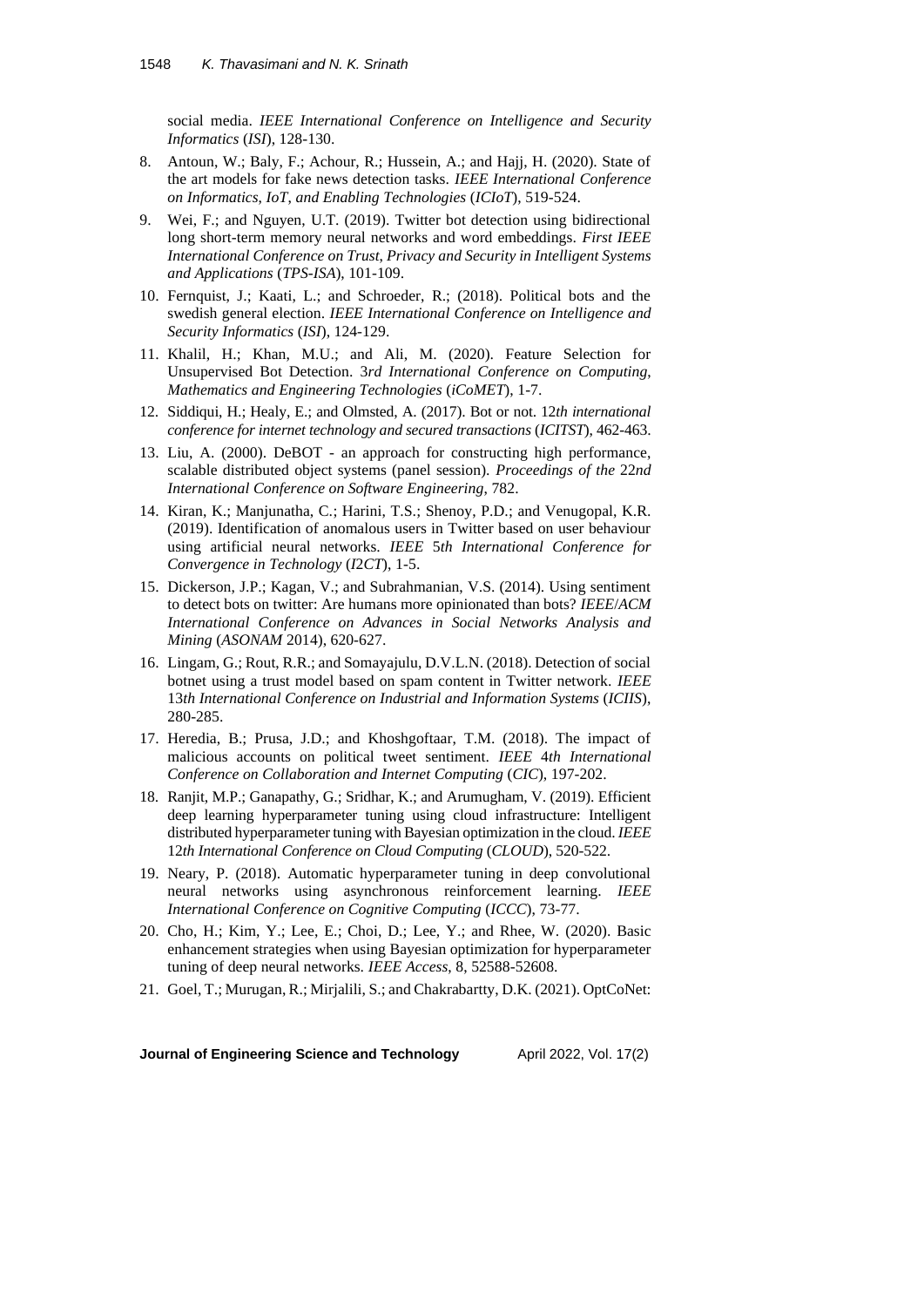social media. *IEEE International Conference on Intelligence and Security Informatics* (*ISI*), 128-130.

8. Antoun, W.; Baly, F.; Achour, R.; Hussein, A.; and Hajj, H. (2020). State of the art models for fake news detection tasks. *IEEE International Conference on Informatics, IoT, and Enabling Technologies* (*ICIoT*), 519-524.
9. Wei, F.; and Nguyen, U.T. (2019). Twitter bot detection using bidirectional long short-term memory neural networks and word embeddings. *First IEEE International Conference on Trust, Privacy and Security in Intelligent Systems and Applications* (*TPS-ISA*), 101-109.
10. Fernquist, J.; Kaati, L.; and Schroeder, R.; (2018). Political bots and the swedish general election. *IEEE International Conference on Intelligence and Security Informatics* (*ISI*), 124-129.
11. Khalil, H.; Khan, M.U.; and Ali, M. (2020). Feature Selection for Unsupervised Bot Detection. 3*rd International Conference on Computing, Mathematics and Engineering Technologies* (*iCoMET*), 1-7.
12. Siddiqui, H.; Healy, E.; and Olmsted, A. (2017). Bot or not. 12*th international conference for internet technology and secured transactions* (*ICITST*), 462-463.
13. Liu, A. (2000). DeBOT - an approach for constructing high performance, scalable distributed object systems (panel session). *Proceedings of the* 22*nd International Conference on Software Engineering*, 782.
14. Kiran, K.; Manjunatha, C.; Harini, T.S.; Shenoy, P.D.; and Venugopal, K.R. (2019). Identification of anomalous users in Twitter based on user behaviour using artificial neural networks. *IEEE* 5*th International Conference for Convergence in Technology* (*I*2*CT*), 1-5.
15. Dickerson, J.P.; Kagan, V.; and Subrahmanian, V.S. (2014). Using sentiment to detect bots on twitter: Are humans more opinionated than bots? *IEEE*/*ACM International Conference on Advances in Social Networks Analysis and Mining* (*ASONAM* 2014), 620-627.
16. Lingam, G.; Rout, R.R.; and Somayajulu, D.V.L.N. (2018). Detection of social botnet using a trust model based on spam content in Twitter network. *IEEE* 13*th International Conference on Industrial and Information Systems* (*ICIIS*), 280-285.
17. Heredia, B.; Prusa, J.D.; and Khoshgoftaar, T.M. (2018). The impact of malicious accounts on political tweet sentiment. *IEEE* 4*th International Conference on Collaboration and Internet Computing* (*CIC*), 197-202.
18. Ranjit, M.P.; Ganapathy, G.; Sridhar, K.; and Arumugham, V. (2019). Efficient deep learning hyperparameter tuning using cloud infrastructure: Intelligent distributed hyperparameter tuning with Bayesian optimization in the cloud. *IEEE* 12*th International Conference on Cloud Computing* (*CLOUD*), 520-522.
19. Neary, P. (2018). Automatic hyperparameter tuning in deep convolutional neural networks using asynchronous reinforcement learning. *IEEE International Conference on Cognitive Computing* (*ICCC*), 73-77.
20. Cho, H.; Kim, Y.; Lee, E.; Choi, D.; Lee, Y.; and Rhee, W. (2020). Basic enhancement strategies when using Bayesian optimization for hyperparameter tuning of deep neural networks. *IEEE Access*, 8, 52588-52608.
21. Goel, T.; Murugan, R.; Mirjalili, S.; and Chakrabartty, D.K. (2021). OptCoNet: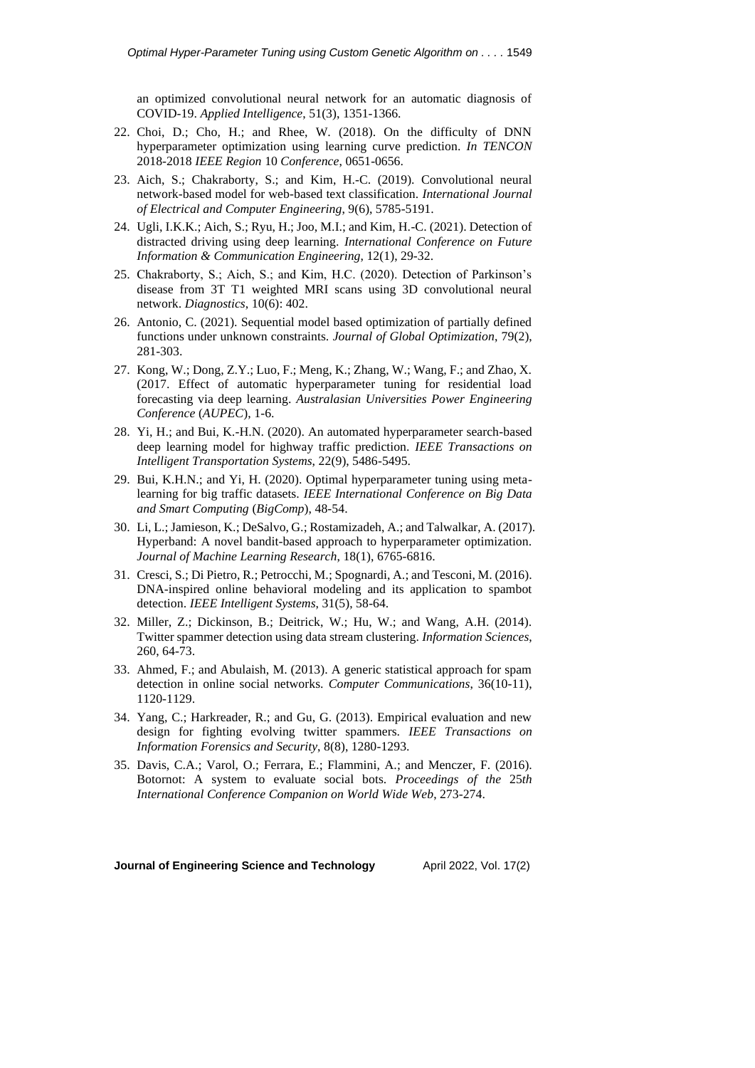an optimized convolutional neural network for an automatic diagnosis of COVID-19. *Applied Intelligence*, 51(3), 1351-1366.

22. Choi, D.; Cho, H.; and Rhee, W. (2018). On the difficulty of DNN hyperparameter optimization using learning curve prediction. *In TENCON* 2018-2018 *IEEE Region* 10 *Conference*, 0651-0656.
23. Aich, S.; Chakraborty, S.; and Kim, H.-C. (2019). Convolutional neural network-based model for web-based text classification. *International Journal of Electrical and Computer Engineering*, 9(6), 5785-5191.
24. Ugli, I.K.K.; Aich, S.; Ryu, H.; Joo, M.I.; and Kim, H.-C. (2021). Detection of distracted driving using deep learning. *International Conference on Future Information & Communication Engineering*, 12(1), 29-32.
25. Chakraborty, S.; Aich, S.; and Kim, H.C. (2020). Detection of Parkinson's disease from 3T T1 weighted MRI scans using 3D convolutional neural network. *Diagnostics*, 10(6): 402.
26. Antonio, C. (2021). Sequential model based optimization of partially defined functions under unknown constraints. *Journal of Global Optimization*, 79(2), 281-303.
27. Kong, W.; Dong, Z.Y.; Luo, F.; Meng, K.; Zhang, W.; Wang, F.; and Zhao, X. (2017. Effect of automatic hyperparameter tuning for residential load forecasting via deep learning. *Australasian Universities Power Engineering Conference* (*AUPEC*), 1-6.
28. Yi, H.; and Bui, K.-H.N. (2020). An automated hyperparameter search-based deep learning model for highway traffic prediction. *IEEE Transactions on Intelligent Transportation Systems*, 22(9), 5486-5495.
29. Bui, K.H.N.; and Yi, H. (2020). Optimal hyperparameter tuning using meta-learning for big traffic datasets. *IEEE International Conference on Big Data and Smart Computing* (*BigComp*), 48-54.
30. Li, L.; Jamieson, K.; DeSalvo, G.; Rostamizadeh, A.; and Talwalkar, A. (2017). Hyperband: A novel bandit-based approach to hyperparameter optimization. *Journal of Machine Learning Research*, 18(1), 6765-6816.
31. Cresci, S.; Di Pietro, R.; Petrocchi, M.; Spognardi, A.; and Tesconi, M. (2016). DNA-inspired online behavioral modeling and its application to spambot detection. *IEEE Intelligent Systems*, 31(5), 58-64.
32. Miller, Z.; Dickinson, B.; Deitrick, W.; Hu, W.; and Wang, A.H. (2014). Twitter spammer detection using data stream clustering. *Information Sciences*, 260, 64-73.
33. Ahmed, F.; and Abulaish, M. (2013). A generic statistical approach for spam detection in online social networks. *Computer Communications*, 36(10-11), 1120-1129.
34. Yang, C.; Harkreader, R.; and Gu, G. (2013). Empirical evaluation and new design for fighting evolving twitter spammers. *IEEE Transactions on Information Forensics and Security*, 8(8), 1280-1293.
35. Davis, C.A.; Varol, O.; Ferrara, E.; Flammini, A.; and Menczer, F. (2016). Botornot: A system to evaluate social bots. *Proceedings of the* 25*th International Conference Companion on World Wide Web*, 273-274.